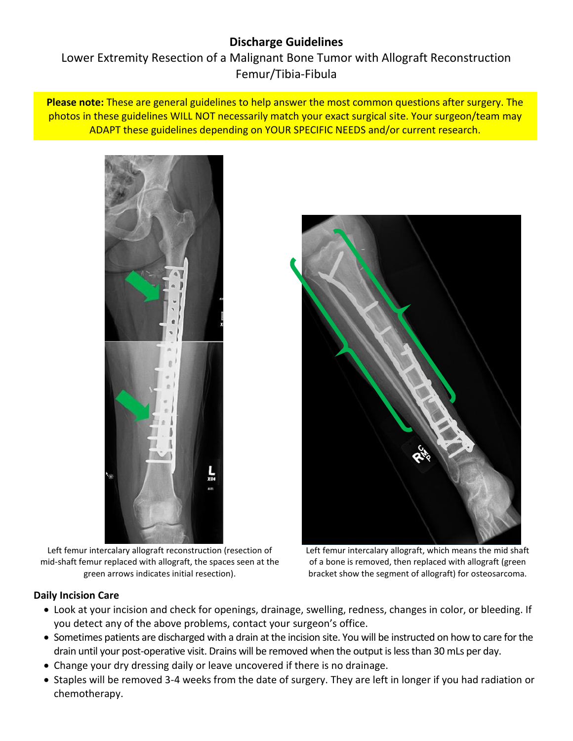# Discharge Guidelines

Lower Extremity Resection of a Malignant Bone Tumor with Allograft Reconstruction
Femur/Tibia-Fibula

**Please note:** These are general guidelines to help answer the most common questions after surgery. The photos in these guidelines WILL NOT necessarily match your exact surgical site. Your surgeon/team may ADAPT these guidelines depending on YOUR SPECIFIC NEEDS and/or current research.

Left femur intercalary allograft reconstruction (resection of mid-shaft femur replaced with allograft, the spaces seen at the green arrows indicates initial resection).

Left femur intercalary allograft, which means the mid shaft of a bone is removed, then replaced with allograft (green bracket show the segment of allograft) for osteosarcoma.

## Daily Incision Care

- Look at your incision and check for openings, drainage, swelling, redness, changes in color, or bleeding. If you detect any of the above problems, contact your surgeon's office.
- Sometimes patients are discharged with a drain at the incision site. You will be instructed on how to care for the drain until your post-operative visit. Drains will be removed when the output is less than 30 mLs per day.
- Change your dry dressing daily or leave uncovered if there is no drainage.
- Staples will be removed 3-4 weeks from the date of surgery. They are left in longer if you had radiation or chemotherapy.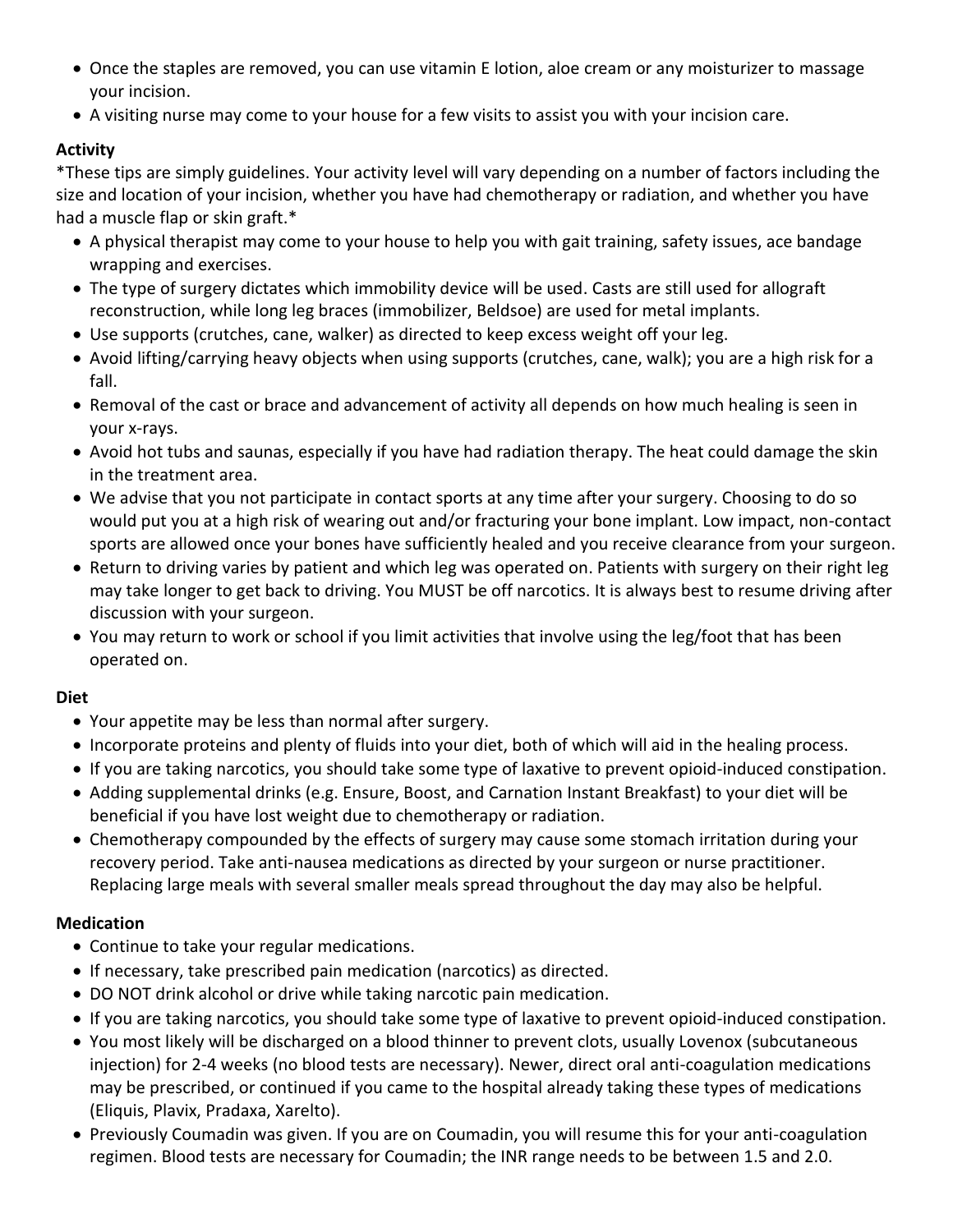- Once the staples are removed, you can use vitamin E lotion, aloe cream or any moisturizer to massage your incision.
- A visiting nurse may come to your house for a few visits to assist you with your incision care.

**Activity**

*These tips are simply guidelines. Your activity level will vary depending on a number of factors including the size and location of your incision, whether you have had chemotherapy or radiation, and whether you have had a muscle flap or skin graft.*

- A physical therapist may come to your house to help you with gait training, safety issues, ace bandage wrapping and exercises.
- The type of surgery dictates which immobility device will be used. Casts are still used for allograft reconstruction, while long leg braces (immobilizer, Beldsoe) are used for metal implants.
- Use supports (crutches, cane, walker) as directed to keep excess weight off your leg.
- Avoid lifting/carrying heavy objects when using supports (crutches, cane, walk); you are a high risk for a fall.
- Removal of the cast or brace and advancement of activity all depends on how much healing is seen in your x-rays.
- Avoid hot tubs and saunas, especially if you have had radiation therapy. The heat could damage the skin in the treatment area.
- We advise that you not participate in contact sports at any time after your surgery. Choosing to do so would put you at a high risk of wearing out and/or fracturing your bone implant. Low impact, non-contact sports are allowed once your bones have sufficiently healed and you receive clearance from your surgeon.
- Return to driving varies by patient and which leg was operated on. Patients with surgery on their right leg may take longer to get back to driving. You MUST be off narcotics. It is always best to resume driving after discussion with your surgeon.
- You may return to work or school if you limit activities that involve using the leg/foot that has been operated on.

**Diet**

- Your appetite may be less than normal after surgery.
- Incorporate proteins and plenty of fluids into your diet, both of which will aid in the healing process.
- If you are taking narcotics, you should take some type of laxative to prevent opioid-induced constipation.
- Adding supplemental drinks (e.g. Ensure, Boost, and Carnation Instant Breakfast) to your diet will be beneficial if you have lost weight due to chemotherapy or radiation.
- Chemotherapy compounded by the effects of surgery may cause some stomach irritation during your recovery period. Take anti-nausea medications as directed by your surgeon or nurse practitioner. Replacing large meals with several smaller meals spread throughout the day may also be helpful.

**Medication**

- Continue to take your regular medications.
- If necessary, take prescribed pain medication (narcotics) as directed.
- DO NOT drink alcohol or drive while taking narcotic pain medication.
- If you are taking narcotics, you should take some type of laxative to prevent opioid-induced constipation.
- You most likely will be discharged on a blood thinner to prevent clots, usually Lovenox (subcutaneous injection) for 2-4 weeks (no blood tests are necessary). Newer, direct oral anti-coagulation medications may be prescribed, or continued if you came to the hospital already taking these types of medications (Eliquis, Plavix, Pradaxa, Xarelto).
- Previously Coumadin was given. If you are on Coumadin, you will resume this for your anti-coagulation regimen. Blood tests are necessary for Coumadin; the INR range needs to be between 1.5 and 2.0.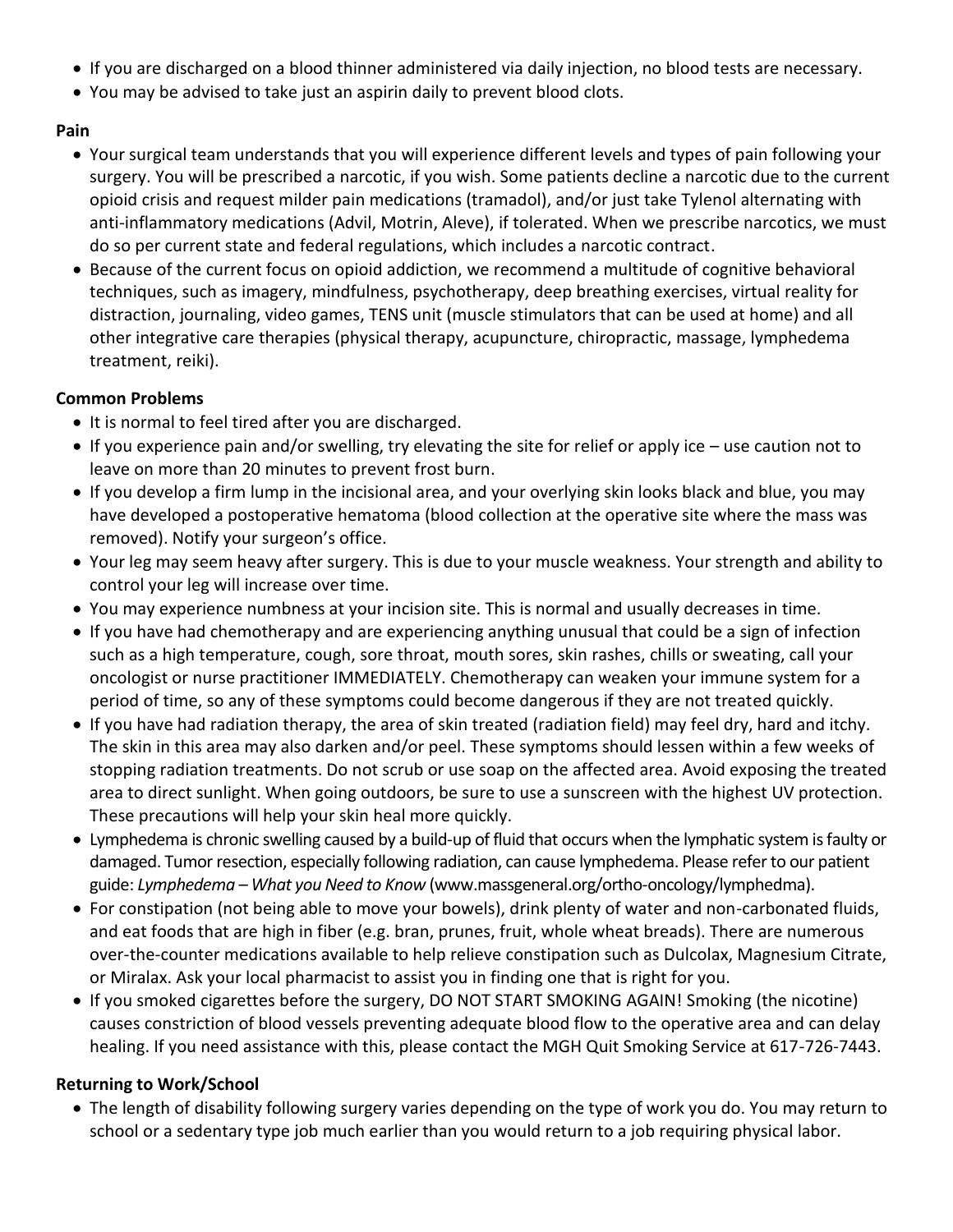- If you are discharged on a blood thinner administered via daily injection, no blood tests are necessary.
- You may be advised to take just an aspirin daily to prevent blood clots.

**Pain**

- Your surgical team understands that you will experience different levels and types of pain following your surgery. You will be prescribed a narcotic, if you wish. Some patients decline a narcotic due to the current opioid crisis and request milder pain medications (tramadol), and/or just take Tylenol alternating with anti-inflammatory medications (Advil, Motrin, Aleve), if tolerated. When we prescribe narcotics, we must do so per current state and federal regulations, which includes a narcotic contract.
- Because of the current focus on opioid addiction, we recommend a multitude of cognitive behavioral techniques, such as imagery, mindfulness, psychotherapy, deep breathing exercises, virtual reality for distraction, journaling, video games, TENS unit (muscle stimulators that can be used at home) and all other integrative care therapies (physical therapy, acupuncture, chiropractic, massage, lymphedema treatment, reiki).

**Common Problems**

- It is normal to feel tired after you are discharged.
- If you experience pain and/or swelling, try elevating the site for relief or apply ice – use caution not to leave on more than 20 minutes to prevent frost burn.
- If you develop a firm lump in the incisional area, and your overlying skin looks black and blue, you may have developed a postoperative hematoma (blood collection at the operative site where the mass was removed). Notify your surgeon's office.
- Your leg may seem heavy after surgery. This is due to your muscle weakness. Your strength and ability to control your leg will increase over time.
- You may experience numbness at your incision site. This is normal and usually decreases in time.
- If you have had chemotherapy and are experiencing anything unusual that could be a sign of infection such as a high temperature, cough, sore throat, mouth sores, skin rashes, chills or sweating, call your oncologist or nurse practitioner IMMEDIATELY. Chemotherapy can weaken your immune system for a period of time, so any of these symptoms could become dangerous if they are not treated quickly.
- If you have had radiation therapy, the area of skin treated (radiation field) may feel dry, hard and itchy. The skin in this area may also darken and/or peel. These symptoms should lessen within a few weeks of stopping radiation treatments. Do not scrub or use soap on the affected area. Avoid exposing the treated area to direct sunlight. When going outdoors, be sure to use a sunscreen with the highest UV protection. These precautions will help your skin heal more quickly.
- Lymphedema is chronic swelling caused by a build-up of fluid that occurs when the lymphatic system is faulty or damaged. Tumor resection, especially following radiation, can cause lymphedema. Please refer to our patient guide: *Lymphedema – What you Need to Know* (www.massgeneral.org/ortho-oncology/lymphedma).
- For constipation (not being able to move your bowels), drink plenty of water and non-carbonated fluids, and eat foods that are high in fiber (e.g. bran, prunes, fruit, whole wheat breads). There are numerous over-the-counter medications available to help relieve constipation such as Dulcolax, Magnesium Citrate, or Miralax. Ask your local pharmacist to assist you in finding one that is right for you.
- If you smoked cigarettes before the surgery, DO NOT START SMOKING AGAIN! Smoking (the nicotine) causes constriction of blood vessels preventing adequate blood flow to the operative area and can delay healing. If you need assistance with this, please contact the MGH Quit Smoking Service at 617-726-7443.

**Returning to Work/School**

- The length of disability following surgery varies depending on the type of work you do. You may return to school or a sedentary type job much earlier than you would return to a job requiring physical labor.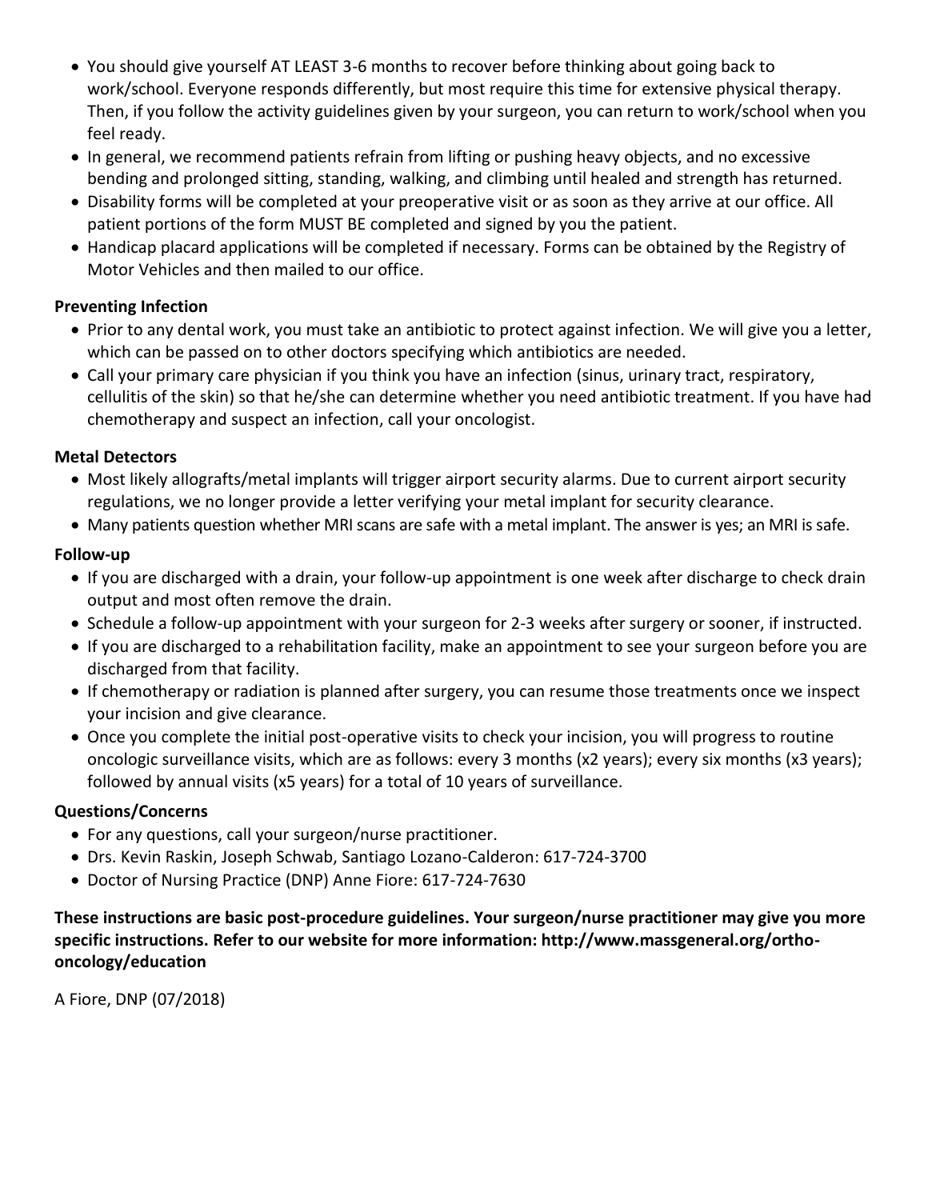- You should give yourself AT LEAST 3-6 months to recover before thinking about going back to work/school. Everyone responds differently, but most require this time for extensive physical therapy. Then, if you follow the activity guidelines given by your surgeon, you can return to work/school when you feel ready.
- In general, we recommend patients refrain from lifting or pushing heavy objects, and no excessive bending and prolonged sitting, standing, walking, and climbing until healed and strength has returned.
- Disability forms will be completed at your preoperative visit or as soon as they arrive at our office. All patient portions of the form MUST BE completed and signed by you the patient.
- Handicap placard applications will be completed if necessary. Forms can be obtained by the Registry of Motor Vehicles and then mailed to our office.

**Preventing Infection**

- Prior to any dental work, you must take an antibiotic to protect against infection. We will give you a letter, which can be passed on to other doctors specifying which antibiotics are needed.
- Call your primary care physician if you think you have an infection (sinus, urinary tract, respiratory, cellulitis of the skin) so that he/she can determine whether you need antibiotic treatment. If you have had chemotherapy and suspect an infection, call your oncologist.

**Metal Detectors**

- Most likely allografts/metal implants will trigger airport security alarms. Due to current airport security regulations, we no longer provide a letter verifying your metal implant for security clearance.
- Many patients question whether MRI scans are safe with a metal implant. The answer is yes; an MRI is safe.

**Follow-up**

- If you are discharged with a drain, your follow-up appointment is one week after discharge to check drain output and most often remove the drain.
- Schedule a follow-up appointment with your surgeon for 2-3 weeks after surgery or sooner, if instructed.
- If you are discharged to a rehabilitation facility, make an appointment to see your surgeon before you are discharged from that facility.
- If chemotherapy or radiation is planned after surgery, you can resume those treatments once we inspect your incision and give clearance.
- Once you complete the initial post-operative visits to check your incision, you will progress to routine oncologic surveillance visits, which are as follows: every 3 months (x2 years); every six months (x3 years); followed by annual visits (x5 years) for a total of 10 years of surveillance.

**Questions/Concerns**

- For any questions, call your surgeon/nurse practitioner.
- Drs. Kevin Raskin, Joseph Schwab, Santiago Lozano-Calderon: 617-724-3700
- Doctor of Nursing Practice (DNP) Anne Fiore: 617-724-7630

**These instructions are basic post-procedure guidelines. Your surgeon/nurse practitioner may give you more specific instructions. Refer to our website for more information: http://www.massgeneral.org/ortho-oncology/education**

A Fiore, DNP (07/2018)